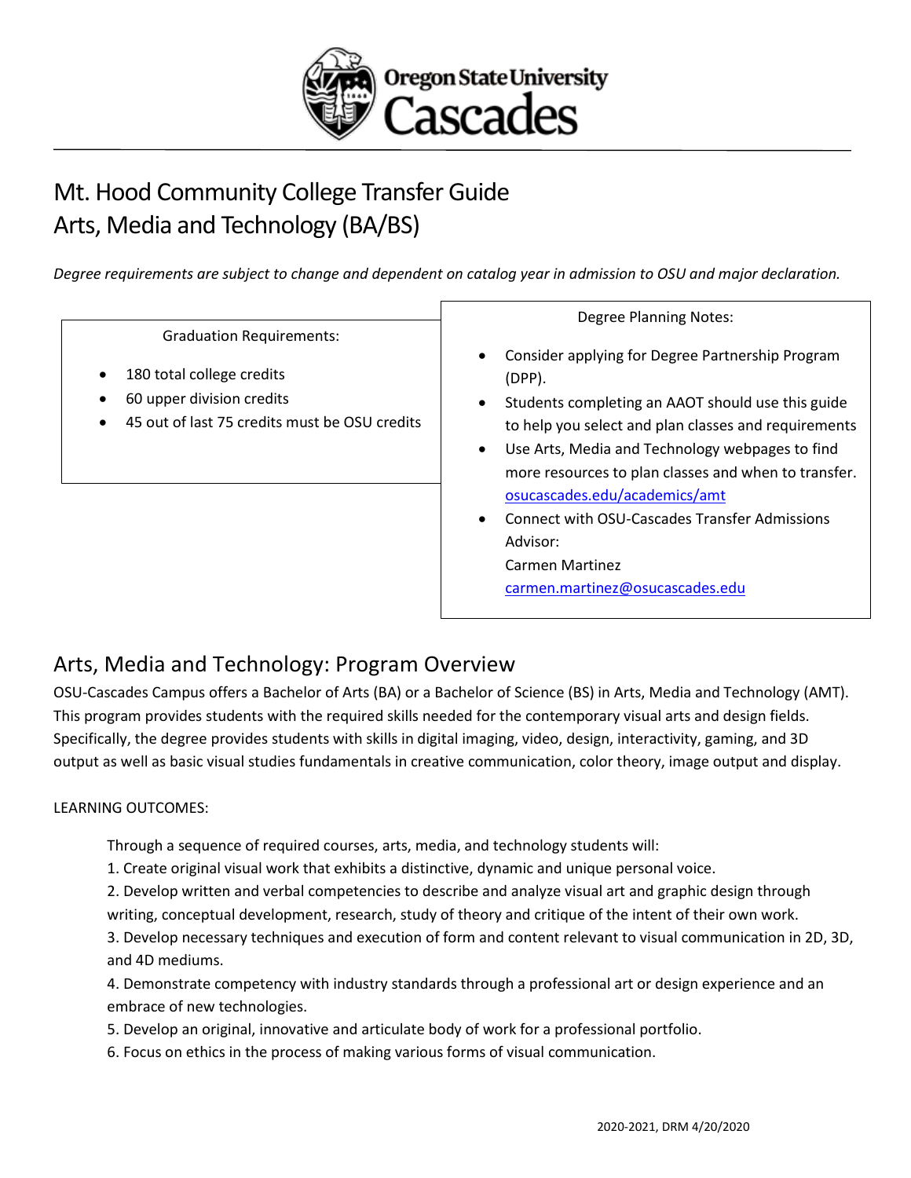# Mt. Hood Community College Transfer Guide
# Arts, Media and Technology (BA/BS)

*Degree requirements are subject to change and dependent on catalog year in admission to OSU and major declaration.*

Graduation Requirements:

- 180 total college credits
- 60 upper division credits
- 45 out of last 75 credits must be OSU credits

Degree Planning Notes:

- Consider applying for Degree Partnership Program (DPP).
- Students completing an AAOT should use this guide to help you select and plan classes and requirements
- Use Arts, Media and Technology webpages to find more resources to plan classes and when to transfer. osucascades.edu/academics/amt
- Connect with OSU-Cascades Transfer Admissions Advisor:
  Carmen Martinez
  carmen.martinez@osucascades.edu

## Arts, Media and Technology: Program Overview

OSU-Cascades Campus offers a Bachelor of Arts (BA) or a Bachelor of Science (BS) in Arts, Media and Technology (AMT). This program provides students with the required skills needed for the contemporary visual arts and design fields. Specifically, the degree provides students with skills in digital imaging, video, design, interactivity, gaming, and 3D output as well as basic visual studies fundamentals in creative communication, color theory, image output and display.

LEARNING OUTCOMES:

Through a sequence of required courses, arts, media, and technology students will:

1. Create original visual work that exhibits a distinctive, dynamic and unique personal voice.
2. Develop written and verbal competencies to describe and analyze visual art and graphic design through writing, conceptual development, research, study of theory and critique of the intent of their own work.
3. Develop necessary techniques and execution of form and content relevant to visual communication in 2D, 3D, and 4D mediums.
4. Demonstrate competency with industry standards through a professional art or design experience and an embrace of new technologies.
5. Develop an original, innovative and articulate body of work for a professional portfolio.
6. Focus on ethics in the process of making various forms of visual communication.

2020-2021, DRM 4/20/2020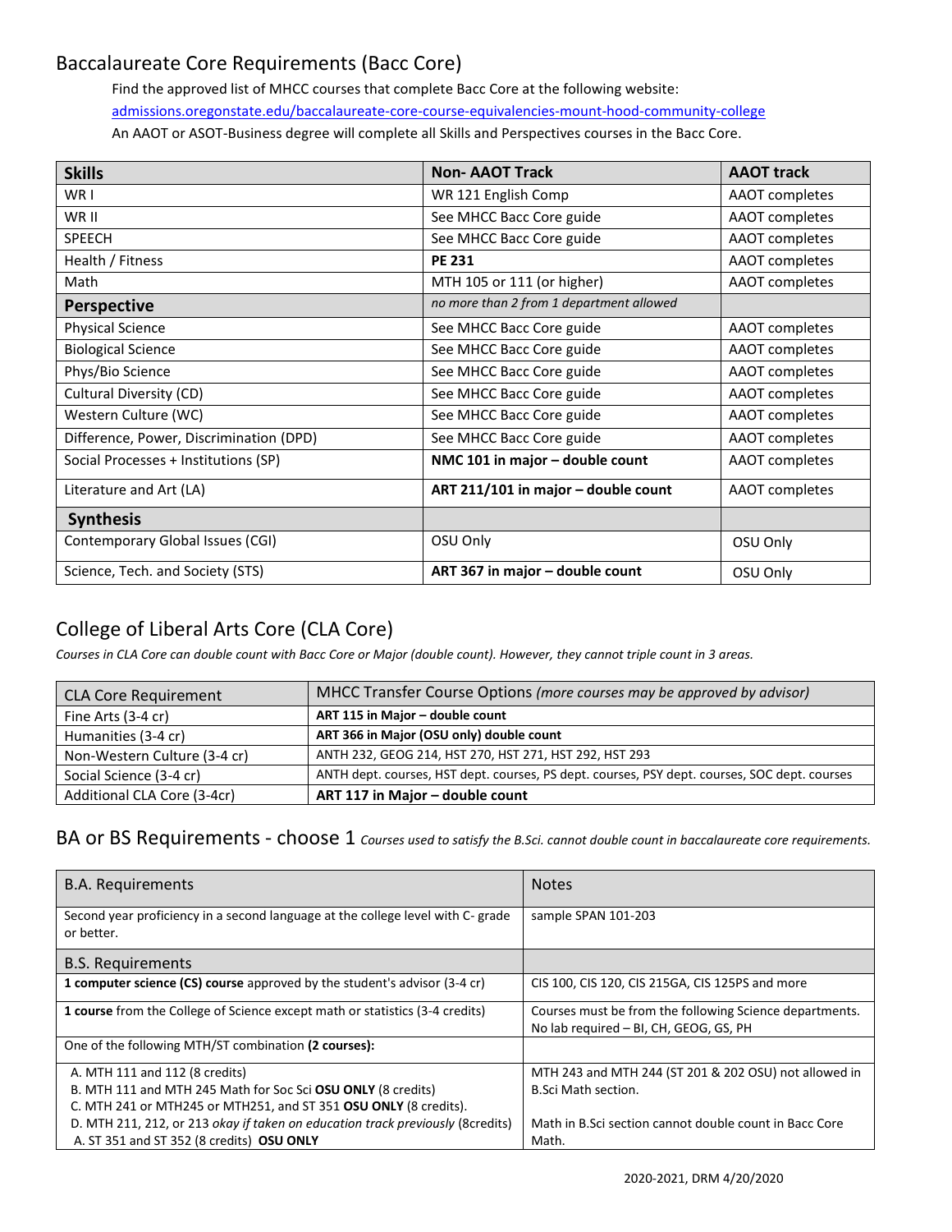## Baccalaureate Core Requirements (Bacc Core)

Find the approved list of MHCC courses that complete Bacc Core at the following website:

admissions.oregonstate.edu/baccalaureate-core-course-equivalencies-mount-hood-community-college

An AAOT or ASOT-Business degree will complete all Skills and Perspectives courses in the Bacc Core.

| **Skills** | **Non- AAOT Track** | **AAOT track** |
|---|---|---|
| WR I | WR 121 English Comp | AAOT completes |
| WR II | See MHCC Bacc Core guide | AAOT completes |
| SPEECH | See MHCC Bacc Core guide | AAOT completes |
| Health / Fitness | **PE 231** | AAOT completes |
| Math | MTH 105 or 111 (or higher) | AAOT completes |
| **Perspective** | *no more than 2 from 1 department allowed* | |
| Physical Science | See MHCC Bacc Core guide | AAOT completes |
| Biological Science | See MHCC Bacc Core guide | AAOT completes |
| Phys/Bio Science | See MHCC Bacc Core guide | AAOT completes |
| Cultural Diversity (CD) | See MHCC Bacc Core guide | AAOT completes |
| Western Culture (WC) | See MHCC Bacc Core guide | AAOT completes |
| Difference, Power, Discrimination (DPD) | See MHCC Bacc Core guide | AAOT completes |
| Social Processes + Institutions (SP) | **NMC 101 in major – double count** | AAOT completes |
| Literature and Art (LA) | **ART 211/101 in major – double count** | AAOT completes |
| **Synthesis** | | |
| Contemporary Global Issues (CGI) | OSU Only | OSU Only |
| Science, Tech. and Society (STS) | **ART 367 in major – double count** | OSU Only |

## College of Liberal Arts Core (CLA Core)

*Courses in CLA Core can double count with Bacc Core or Major (double count). However, they cannot triple count in 3 areas.*

| CLA Core Requirement | MHCC Transfer Course Options *(more courses may be approved by advisor)* |
|---|---|
| Fine Arts (3-4 cr) | **ART 115 in Major – double count** |
| Humanities (3-4 cr) | **ART 366 in Major (OSU only) double count** |
| Non-Western Culture (3-4 cr) | ANTH 232, GEOG 214, HST 270, HST 271, HST 292, HST 293 |
| Social Science (3-4 cr) | ANTH dept. courses, HST dept. courses, PS dept. courses, PSY dept. courses, SOC dept. courses |
| Additional CLA Core (3-4cr) | **ART 117 in Major – double count** |

## BA or BS Requirements - choose 1 *Courses used to satisfy the B.Sci. cannot double count in baccalaureate core requirements.*

| B.A. Requirements | Notes |
|---|---|
| Second year proficiency in a second language at the college level with C- grade or better. | sample SPAN 101-203 |
| **B.S. Requirements** | |
| **1 computer science (CS) course** approved by the student's advisor (3-4 cr) | CIS 100, CIS 120, CIS 215GA, CIS 125PS and more |
| **1 course** from the College of Science except math or statistics (3-4 credits) | Courses must be from the following Science departments. No lab required – BI, CH, GEOG, GS, PH |
| One of the following MTH/ST combination **(2 courses):** | |
| A. MTH 111 and 112 (8 credits)<br>B. MTH 111 and MTH 245 Math for Soc Sci **OSU ONLY** (8 credits)<br>C. MTH 241 or MTH245 or MTH251, and ST 351 **OSU ONLY** (8 credits).<br>D. MTH 211, 212, or 213 *okay if taken on education track previously* (8credits)<br>A. ST 351 and ST 352 (8 credits) **OSU ONLY** | MTH 243 and MTH 244 (ST 201 & 202 OSU) not allowed in B.Sci Math section.<br><br>Math in B.Sci section cannot double count in Bacc Core Math. |

2020-2021, DRM 4/20/2020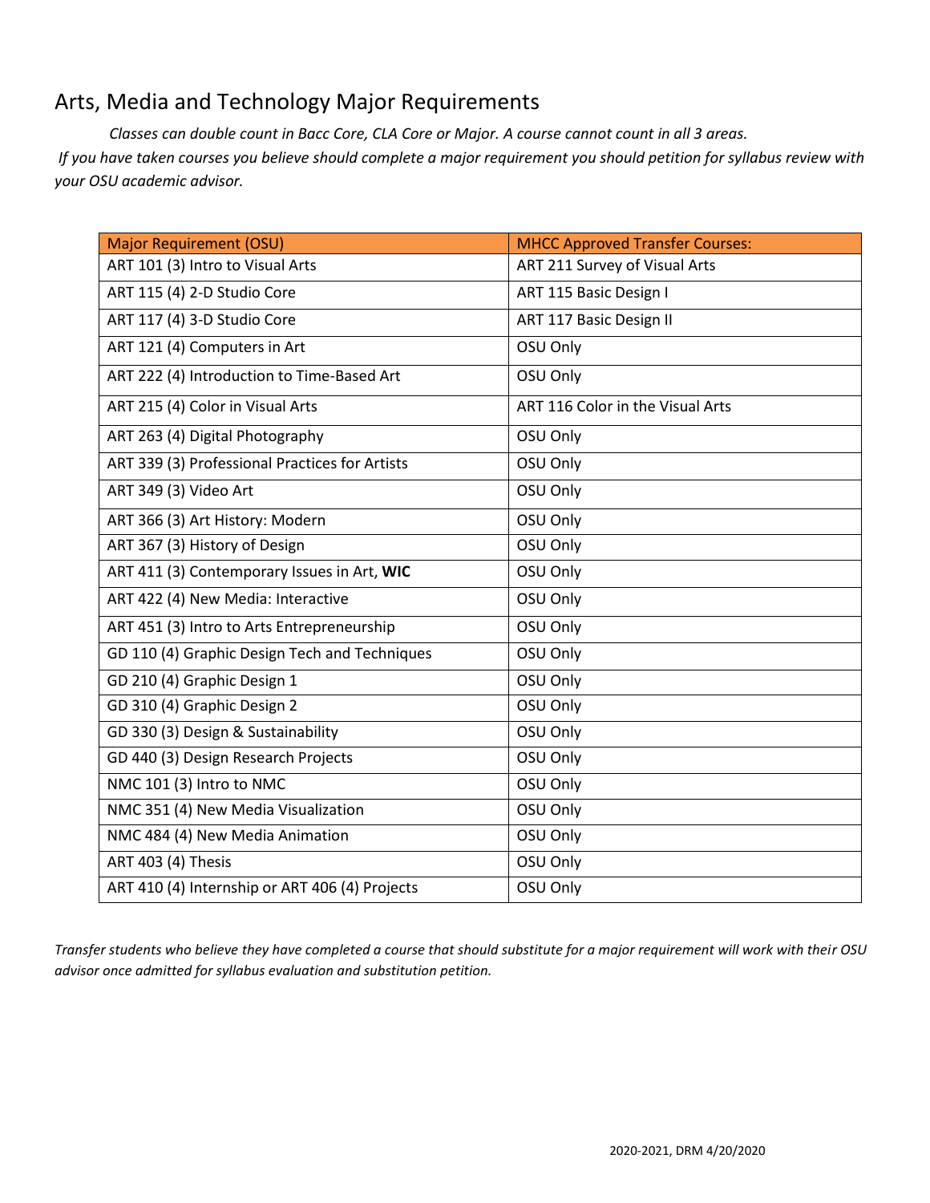# Arts, Media and Technology Major Requirements

*Classes can double count in Bacc Core, CLA Core or Major. A course cannot count in all 3 areas.*
*If you have taken courses you believe should complete a major requirement you should petition for syllabus review with your OSU academic advisor.*

| Major Requirement (OSU) | MHCC Approved Transfer Courses: |
|---|---|
| ART 101 (3) Intro to Visual Arts | ART 211 Survey of Visual Arts |
| ART 115 (4) 2-D Studio Core | ART 115 Basic Design I |
| ART 117 (4) 3-D Studio Core | ART 117 Basic Design II |
| ART 121 (4) Computers in Art | OSU Only |
| ART 222 (4) Introduction to Time-Based Art | OSU Only |
| ART 215 (4) Color in Visual Arts | ART 116 Color in the Visual Arts |
| ART 263 (4) Digital Photography | OSU Only |
| ART 339 (3) Professional Practices for Artists | OSU Only |
| ART 349 (3) Video Art | OSU Only |
| ART 366 (3) Art History: Modern | OSU Only |
| ART 367 (3) History of Design | OSU Only |
| ART 411 (3) Contemporary Issues in Art, **WIC** | OSU Only |
| ART 422 (4) New Media: Interactive | OSU Only |
| ART 451 (3) Intro to Arts Entrepreneurship | OSU Only |
| GD 110 (4) Graphic Design Tech and Techniques | OSU Only |
| GD 210 (4) Graphic Design 1 | OSU Only |
| GD 310 (4) Graphic Design 2 | OSU Only |
| GD 330 (3) Design & Sustainability | OSU Only |
| GD 440 (3) Design Research Projects | OSU Only |
| NMC 101 (3) Intro to NMC | OSU Only |
| NMC 351 (4) New Media Visualization | OSU Only |
| NMC 484 (4) New Media Animation | OSU Only |
| ART 403 (4) Thesis | OSU Only |
| ART 410 (4) Internship or ART 406 (4) Projects | OSU Only |

*Transfer students who believe they have completed a course that should substitute for a major requirement will work with their OSU advisor once admitted for syllabus evaluation and substitution petition.*

2020-2021, DRM 4/20/2020